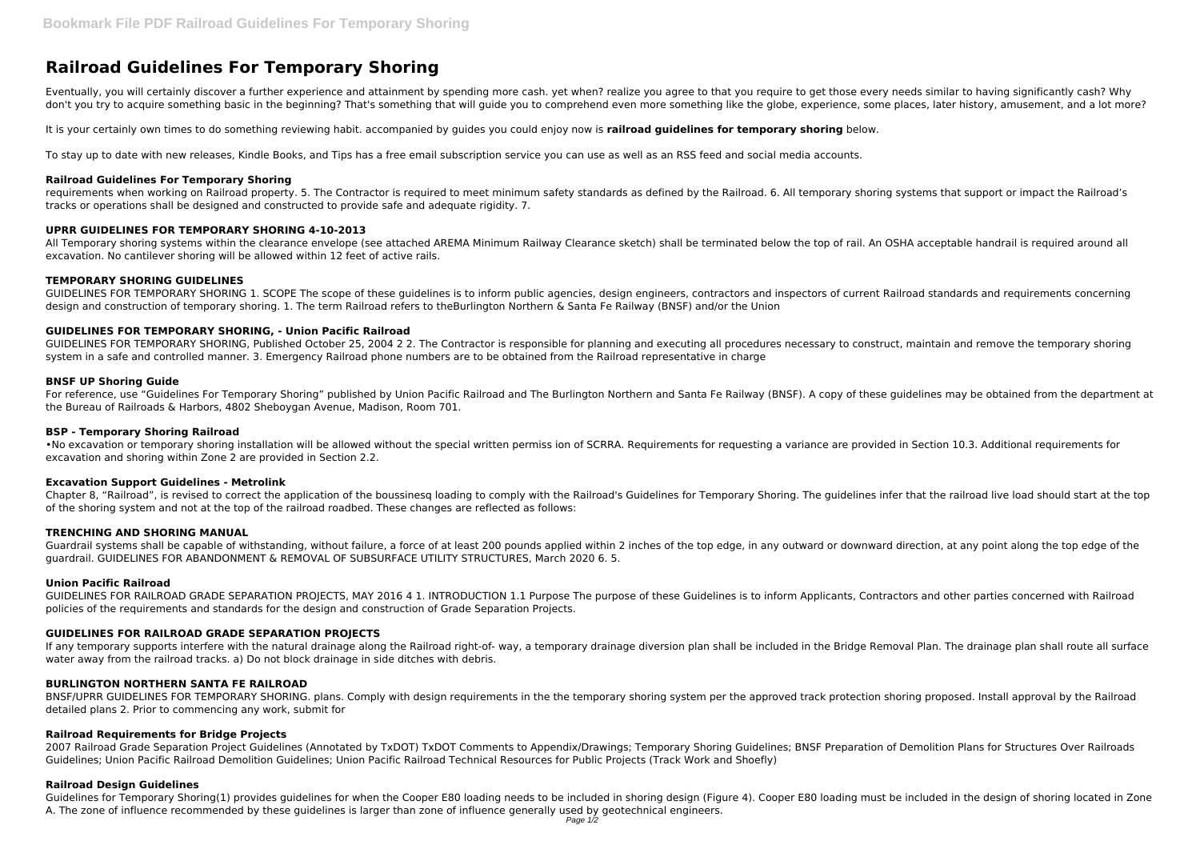# Railroad Guidelines For Temporary Shoring

Eventually, you will certainly discover a further experience and attainment by spending more cash. yet when? realize you agree to that you require to get those every needs similar to having significantly cash? Why don't you try to acquire something basic in the beginning? That's something that will guide you to comprehend even more something like the globe, experience, some places, later history, amusement, and a lot more?

It is your certainly own times to do something reviewing habit. accompanied by guides you could enjoy now is **railroad guidelines for temporary shoring** below.

To stay up to date with new releases, Kindle Books, and Tips has a free email subscription service you can use as well as an RSS feed and social media accounts.

### Railroad Guidelines For Temporary Shoring

requirements when working on Railroad property. 5. The Contractor is required to meet minimum safety standards as defined by the Railroad. 6. All temporary shoring systems that support or impact the Railroad's tracks or operations shall be designed and constructed to provide safe and adequate rigidity. 7.

### UPRR GUIDELINES FOR TEMPORARY SHORING 4-10-2013

All Temporary shoring systems within the clearance envelope (see attached AREMA Minimum Railway Clearance sketch) shall be terminated below the top of rail. An OSHA acceptable handrail is required around all excavation. No cantilever shoring will be allowed within 12 feet of active rails.

### TEMPORARY SHORING GUIDELINES

GUIDELINES FOR TEMPORARY SHORING 1. SCOPE The scope of these guidelines is to inform public agencies, design engineers, contractors and inspectors of current Railroad standards and requirements concerning design and construction of temporary shoring. 1. The term Railroad refers to theBurlington Northern & Santa Fe Railway (BNSF) and/or the Union

### GUIDELINES FOR TEMPORARY SHORING, - Union Pacific Railroad

GUIDELINES FOR TEMPORARY SHORING, Published October 25, 2004 2 2. The Contractor is responsible for planning and executing all procedures necessary to construct, maintain and remove the temporary shoring system in a safe and controlled manner. 3. Emergency Railroad phone numbers are to be obtained from the Railroad representative in charge

### BNSF UP Shoring Guide

For reference, use "Guidelines For Temporary Shoring" published by Union Pacific Railroad and The Burlington Northern and Santa Fe Railway (BNSF). A copy of these guidelines may be obtained from the department at the Bureau of Railroads & Harbors, 4802 Sheboygan Avenue, Madison, Room 701.

### BSP - Temporary Shoring Railroad

•No excavation or temporary shoring installation will be allowed without the special written permiss ion of SCRRA. Requirements for requesting a variance are provided in Section 10.3. Additional requirements for excavation and shoring within Zone 2 are provided in Section 2.2.

### Excavation Support Guidelines - Metrolink

Chapter 8, "Railroad", is revised to correct the application of the boussinesq loading to comply with the Railroad's Guidelines for Temporary Shoring. The guidelines infer that the railroad live load should start at the top of the shoring system and not at the top of the railroad roadbed. These changes are reflected as follows:

### TRENCHING AND SHORING MANUAL

Guardrail systems shall be capable of withstanding, without failure, a force of at least 200 pounds applied within 2 inches of the top edge, in any outward or downward direction, at any point along the top edge of the guardrail. GUIDELINES FOR ABANDONMENT & REMOVAL OF SUBSURFACE UTILITY STRUCTURES, March 2020 6. 5.

### Union Pacific Railroad

GUIDELINES FOR RAILROAD GRADE SEPARATION PROJECTS, MAY 2016 4 1. INTRODUCTION 1.1 Purpose The purpose of these Guidelines is to inform Applicants, Contractors and other parties concerned with Railroad policies of the requirements and standards for the design and construction of Grade Separation Projects.

### GUIDELINES FOR RAILROAD GRADE SEPARATION PROJECTS

If any temporary supports interfere with the natural drainage along the Railroad right-of- way, a temporary drainage diversion plan shall be included in the Bridge Removal Plan. The drainage plan shall route all surface water away from the railroad tracks. a) Do not block drainage in side ditches with debris.

### BURLINGTON NORTHERN SANTA FE RAILROAD

BNSF/UPRR GUIDELINES FOR TEMPORARY SHORING. plans. Comply with design requirements in the the temporary shoring system per the approved track protection shoring proposed. Install approval by the Railroad detailed plans 2. Prior to commencing any work, submit for

### Railroad Requirements for Bridge Projects

2007 Railroad Grade Separation Project Guidelines (Annotated by TxDOT) TxDOT Comments to Appendix/Drawings; Temporary Shoring Guidelines; BNSF Preparation of Demolition Plans for Structures Over Railroads Guidelines; Union Pacific Railroad Demolition Guidelines; Union Pacific Railroad Technical Resources for Public Projects (Track Work and Shoefly)

### Railroad Design Guidelines

Guidelines for Temporary Shoring(1) provides guidelines for when the Cooper E80 loading needs to be included in shoring design (Figure 4). Cooper E80 loading must be included in the design of shoring located in Zone A. The zone of influence recommended by these guidelines is larger than zone of influence generally used by geotechnical engineers.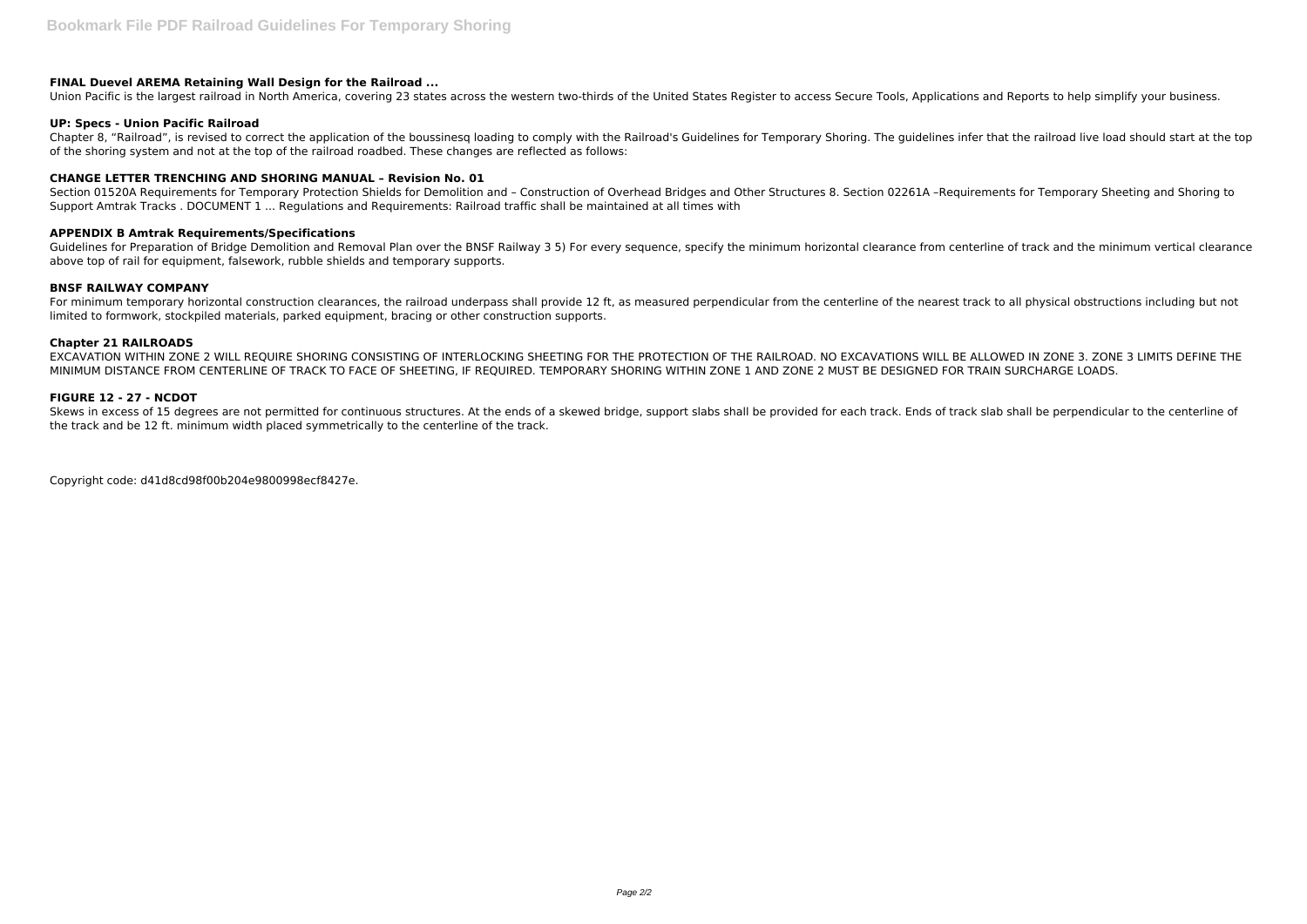### FINAL Duevel AREMA Retaining Wall Design for the Railroad ...

Union Pacific is the largest railroad in North America, covering 23 states across the western two-thirds of the United States Register to access Secure Tools, Applications and Reports to help simplify your business.

### UP: Specs - Union Pacific Railroad

Chapter 8, "Railroad", is revised to correct the application of the boussinesq loading to comply with the Railroad's Guidelines for Temporary Shoring. The guidelines infer that the railroad live load should start at the top of the shoring system and not at the top of the railroad roadbed. These changes are reflected as follows:

### CHANGE LETTER TRENCHING AND SHORING MANUAL – Revision No. 01

Section 01520A Requirements for Temporary Protection Shields for Demolition and – Construction of Overhead Bridges and Other Structures 8. Section 02261A –Requirements for Temporary Sheeting and Shoring to Support Amtrak Tracks . DOCUMENT 1 ... Regulations and Requirements: Railroad traffic shall be maintained at all times with

### APPENDIX B Amtrak Requirements/Specifications

Guidelines for Preparation of Bridge Demolition and Removal Plan over the BNSF Railway 3 5) For every sequence, specify the minimum horizontal clearance from centerline of track and the minimum vertical clearance above top of rail for equipment, falsework, rubble shields and temporary supports.

### BNSF RAILWAY COMPANY

For minimum temporary horizontal construction clearances, the railroad underpass shall provide 12 ft, as measured perpendicular from the centerline of the nearest track to all physical obstructions including but not limited to formwork, stockpiled materials, parked equipment, bracing or other construction supports.

### Chapter 21 RAILROADS

EXCAVATION WITHIN ZONE 2 WILL REQUIRE SHORING CONSISTING OF INTERLOCKING SHEETING FOR THE PROTECTION OF THE RAILROAD. NO EXCAVATIONS WILL BE ALLOWED IN ZONE 3. ZONE 3 LIMITS DEFINE THE MINIMUM DISTANCE FROM CENTERLINE OF TRACK TO FACE OF SHEETING, IF REQUIRED. TEMPORARY SHORING WITHIN ZONE 1 AND ZONE 2 MUST BE DESIGNED FOR TRAIN SURCHARGE LOADS.

### FIGURE 12 - 27 - NCDOT

Skews in excess of 15 degrees are not permitted for continuous structures. At the ends of a skewed bridge, support slabs shall be provided for each track. Ends of track slab shall be perpendicular to the centerline of the track and be 12 ft. minimum width placed symmetrically to the centerline of the track.

Copyright code: d41d8cd98f00b204e9800998ecf8427e.